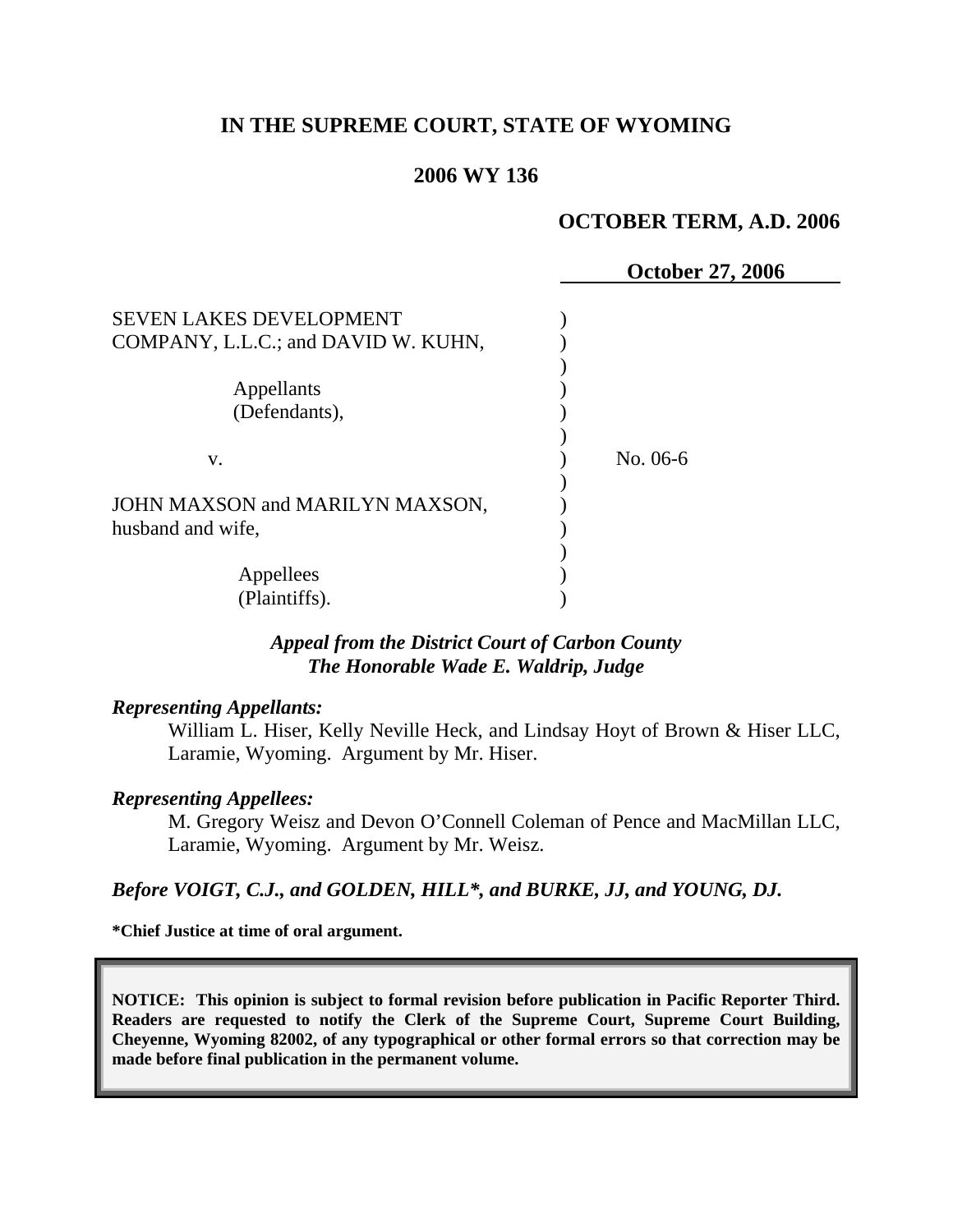# IN THE SUPREME COURT, STATE OF WYOMING

## 2006 WY 136

**OCTOBER TERM, A.D. 2006**

**October 27, 2006**

SEVEN LAKES DEVELOPMENT COMPANY, L.L.C.; and DAVID W. KUHN,

Appellants (Defendants),

v.

JOHN MAXSON and MARILYN MAXSON, husband and wife,

Appellees (Plaintiffs).

No. 06-6

***Appeal from the District Court of Carbon County***
***The Honorable Wade E. Waldrip, Judge***

***Representing Appellants:***

William L. Hiser, Kelly Neville Heck, and Lindsay Hoyt of Brown & Hiser LLC, Laramie, Wyoming. Argument by Mr. Hiser.

***Representing Appellees:***

M. Gregory Weisz and Devon O'Connell Coleman of Pence and MacMillan LLC, Laramie, Wyoming. Argument by Mr. Weisz.

***Before VOIGT, C.J., and GOLDEN, HILL\*, and BURKE, JJ, and YOUNG, DJ.***

**\*Chief Justice at time of oral argument.**

**NOTICE: This opinion is subject to formal revision before publication in Pacific Reporter Third. Readers are requested to notify the Clerk of the Supreme Court, Supreme Court Building, Cheyenne, Wyoming 82002, of any typographical or other formal errors so that correction may be made before final publication in the permanent volume.**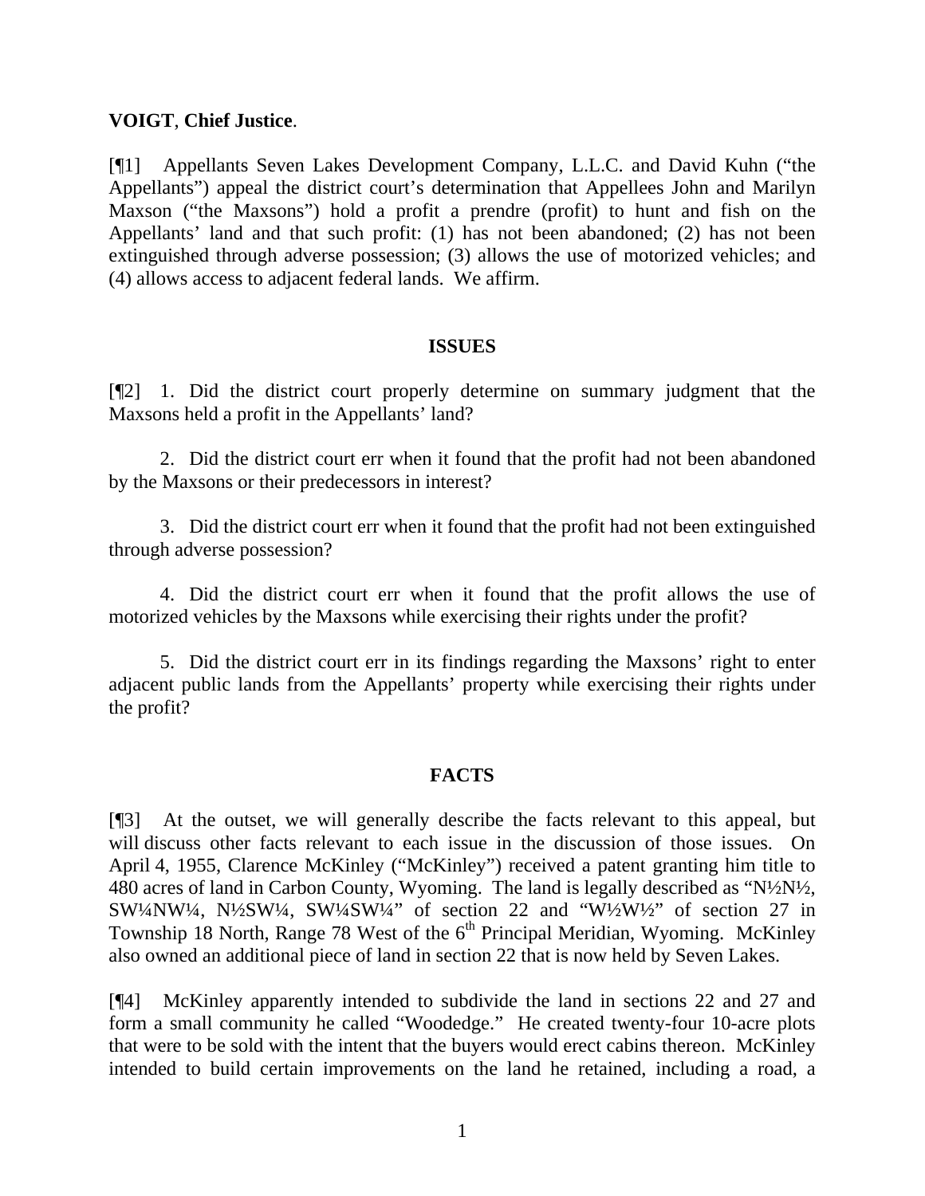**VOIGT**, **Chief Justice**.

[¶1] Appellants Seven Lakes Development Company, L.L.C. and David Kuhn ("the Appellants") appeal the district court's determination that Appellees John and Marilyn Maxson ("the Maxsons") hold a profit a prendre (profit) to hunt and fish on the Appellants' land and that such profit: (1) has not been abandoned; (2) has not been extinguished through adverse possession; (3) allows the use of motorized vehicles; and (4) allows access to adjacent federal lands. We affirm.

## ISSUES

[¶2] 1. Did the district court properly determine on summary judgment that the Maxsons held a profit in the Appellants' land?

2. Did the district court err when it found that the profit had not been abandoned by the Maxsons or their predecessors in interest?

3. Did the district court err when it found that the profit had not been extinguished through adverse possession?

4. Did the district court err when it found that the profit allows the use of motorized vehicles by the Maxsons while exercising their rights under the profit?

5. Did the district court err in its findings regarding the Maxsons' right to enter adjacent public lands from the Appellants' property while exercising their rights under the profit?

## FACTS

[¶3] At the outset, we will generally describe the facts relevant to this appeal, but will discuss other facts relevant to each issue in the discussion of those issues. On April 4, 1955, Clarence McKinley ("McKinley") received a patent granting him title to 480 acres of land in Carbon County, Wyoming. The land is legally described as "N½N½, SW¼NW¼, N½SW¼, SW¼SW¼" of section 22 and "W½W½" of section 27 in Township 18 North, Range 78 West of the 6th Principal Meridian, Wyoming. McKinley also owned an additional piece of land in section 22 that is now held by Seven Lakes.

[¶4] McKinley apparently intended to subdivide the land in sections 22 and 27 and form a small community he called "Woodedge." He created twenty-four 10-acre plots that were to be sold with the intent that the buyers would erect cabins thereon. McKinley intended to build certain improvements on the land he retained, including a road, a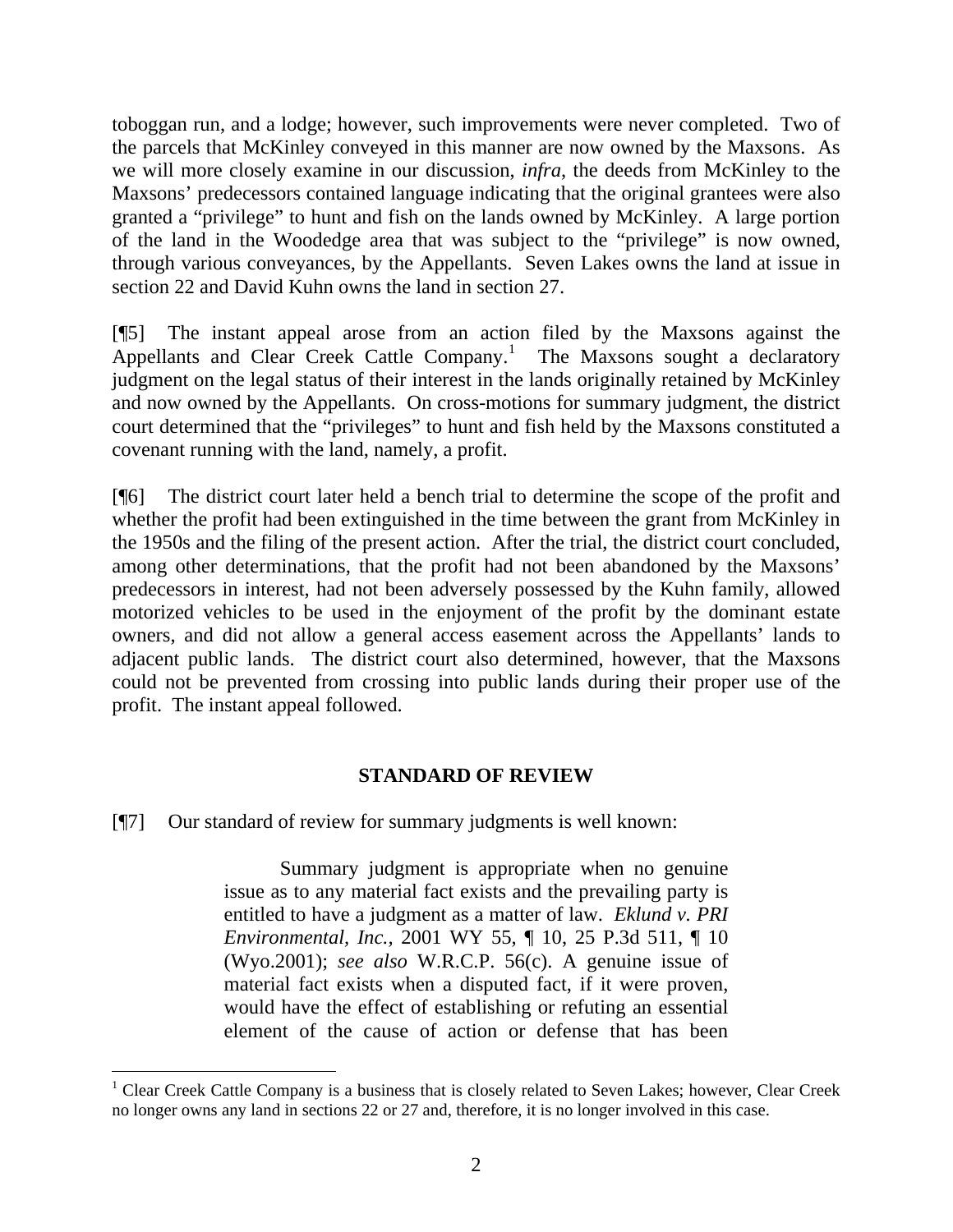toboggan run, and a lodge; however, such improvements were never completed. Two of the parcels that McKinley conveyed in this manner are now owned by the Maxsons. As we will more closely examine in our discussion, *infra*, the deeds from McKinley to the Maxsons' predecessors contained language indicating that the original grantees were also granted a "privilege" to hunt and fish on the lands owned by McKinley. A large portion of the land in the Woodedge area that was subject to the "privilege" is now owned, through various conveyances, by the Appellants. Seven Lakes owns the land at issue in section 22 and David Kuhn owns the land in section 27.

[¶5] The instant appeal arose from an action filed by the Maxsons against the Appellants and Clear Creek Cattle Company.[1] The Maxsons sought a declaratory judgment on the legal status of their interest in the lands originally retained by McKinley and now owned by the Appellants. On cross-motions for summary judgment, the district court determined that the "privileges" to hunt and fish held by the Maxsons constituted a covenant running with the land, namely, a profit.

[¶6] The district court later held a bench trial to determine the scope of the profit and whether the profit had been extinguished in the time between the grant from McKinley in the 1950s and the filing of the present action. After the trial, the district court concluded, among other determinations, that the profit had not been abandoned by the Maxsons' predecessors in interest, had not been adversely possessed by the Kuhn family, allowed motorized vehicles to be used in the enjoyment of the profit by the dominant estate owners, and did not allow a general access easement across the Appellants' lands to adjacent public lands. The district court also determined, however, that the Maxsons could not be prevented from crossing into public lands during their proper use of the profit. The instant appeal followed.

## STANDARD OF REVIEW

[¶7] Our standard of review for summary judgments is well known:

> Summary judgment is appropriate when no genuine issue as to any material fact exists and the prevailing party is entitled to have a judgment as a matter of law. *Eklund v. PRI Environmental, Inc.*, 2001 WY 55, ¶ 10, 25 P.3d 511, ¶ 10 (Wyo.2001); *see also* W.R.C.P. 56(c). A genuine issue of material fact exists when a disputed fact, if it were proven, would have the effect of establishing or refuting an essential element of the cause of action or defense that has been

[1] Clear Creek Cattle Company is a business that is closely related to Seven Lakes; however, Clear Creek no longer owns any land in sections 22 or 27 and, therefore, it is no longer involved in this case.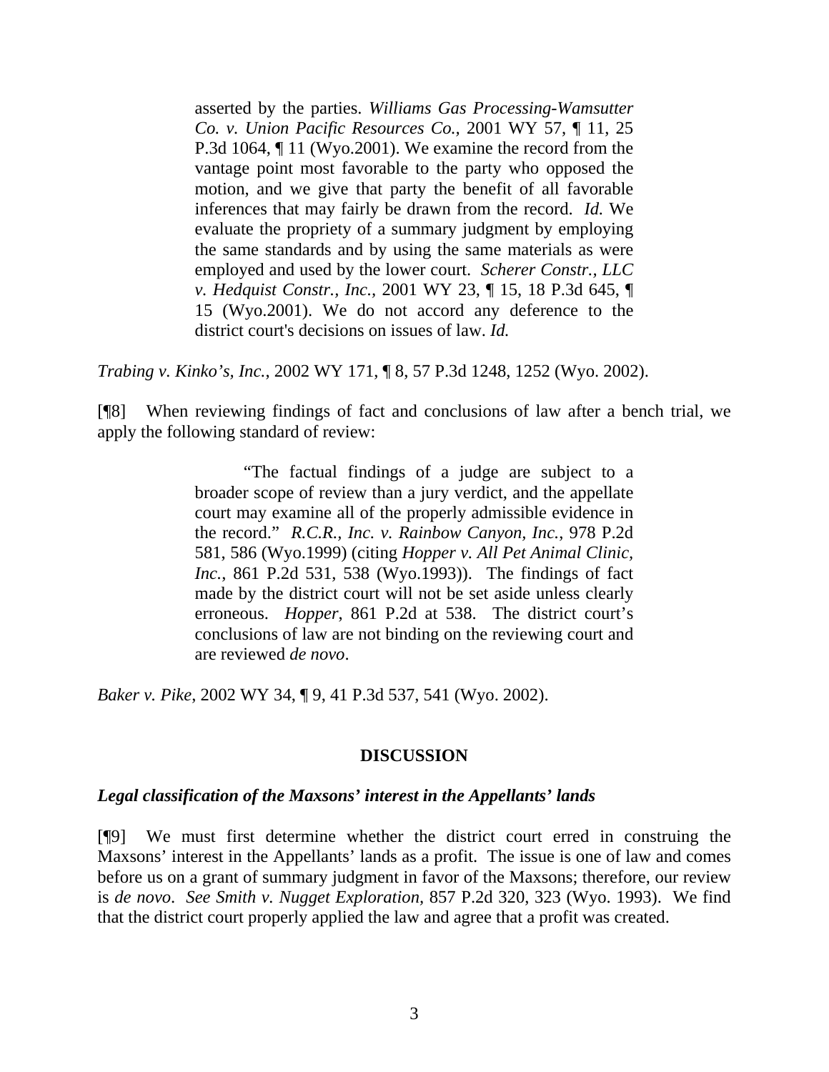> asserted by the parties. *Williams Gas Processing-Wamsutter Co. v. Union Pacific Resources Co.*, 2001 WY 57, ¶ 11, 25 P.3d 1064, ¶ 11 (Wyo.2001). We examine the record from the vantage point most favorable to the party who opposed the motion, and we give that party the benefit of all favorable inferences that may fairly be drawn from the record. *Id.* We evaluate the propriety of a summary judgment by employing the same standards and by using the same materials as were employed and used by the lower court. *Scherer Constr., LLC v. Hedquist Constr., Inc.*, 2001 WY 23, ¶ 15, 18 P.3d 645, ¶ 15 (Wyo.2001). We do not accord any deference to the district court's decisions on issues of law. *Id.*

*Trabing v. Kinko's, Inc.*, 2002 WY 171, ¶ 8, 57 P.3d 1248, 1252 (Wyo. 2002).

[¶8] When reviewing findings of fact and conclusions of law after a bench trial, we apply the following standard of review:

> "The factual findings of a judge are subject to a broader scope of review than a jury verdict, and the appellate court may examine all of the properly admissible evidence in the record." *R.C.R., Inc. v. Rainbow Canyon, Inc.*, 978 P.2d 581, 586 (Wyo.1999) (citing *Hopper v. All Pet Animal Clinic, Inc.*, 861 P.2d 531, 538 (Wyo.1993)). The findings of fact made by the district court will not be set aside unless clearly erroneous. *Hopper*, 861 P.2d at 538. The district court's conclusions of law are not binding on the reviewing court and are reviewed *de novo*.

*Baker v. Pike*, 2002 WY 34, ¶ 9, 41 P.3d 537, 541 (Wyo. 2002).

## DISCUSSION

### *Legal classification of the Maxsons' interest in the Appellants' lands*

[¶9] We must first determine whether the district court erred in construing the Maxsons' interest in the Appellants' lands as a profit. The issue is one of law and comes before us on a grant of summary judgment in favor of the Maxsons; therefore, our review is *de novo*. *See Smith v. Nugget Exploration*, 857 P.2d 320, 323 (Wyo. 1993). We find that the district court properly applied the law and agree that a profit was created.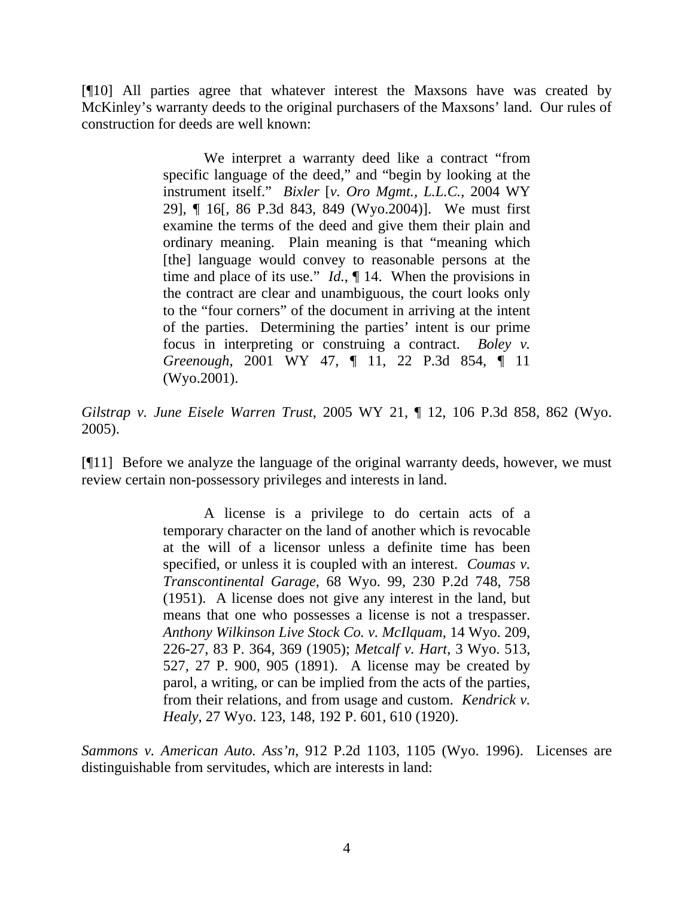[¶10] All parties agree that whatever interest the Maxsons have was created by McKinley's warranty deeds to the original purchasers of the Maxsons' land. Our rules of construction for deeds are well known:

> We interpret a warranty deed like a contract "from specific language of the deed," and "begin by looking at the instrument itself." *Bixler* [*v. Oro Mgmt., L.L.C.*, 2004 WY 29], ¶ 16[, 86 P.3d 843, 849 (Wyo.2004)]. We must first examine the terms of the deed and give them their plain and ordinary meaning. Plain meaning is that "meaning which [the] language would convey to reasonable persons at the time and place of its use." *Id.*, ¶ 14. When the provisions in the contract are clear and unambiguous, the court looks only to the "four corners" of the document in arriving at the intent of the parties. Determining the parties' intent is our prime focus in interpreting or construing a contract. *Boley v. Greenough*, 2001 WY 47, ¶ 11, 22 P.3d 854, ¶ 11 (Wyo.2001).

*Gilstrap v. June Eisele Warren Trust*, 2005 WY 21, ¶ 12, 106 P.3d 858, 862 (Wyo. 2005).

[¶11] Before we analyze the language of the original warranty deeds, however, we must review certain non-possessory privileges and interests in land.

> A license is a privilege to do certain acts of a temporary character on the land of another which is revocable at the will of a licensor unless a definite time has been specified, or unless it is coupled with an interest. *Coumas v. Transcontinental Garage*, 68 Wyo. 99, 230 P.2d 748, 758 (1951). A license does not give any interest in the land, but means that one who possesses a license is not a trespasser. *Anthony Wilkinson Live Stock Co. v. McIlquam*, 14 Wyo. 209, 226-27, 83 P. 364, 369 (1905); *Metcalf v. Hart*, 3 Wyo. 513, 527, 27 P. 900, 905 (1891). A license may be created by parol, a writing, or can be implied from the acts of the parties, from their relations, and from usage and custom. *Kendrick v. Healy*, 27 Wyo. 123, 148, 192 P. 601, 610 (1920).

*Sammons v. American Auto. Ass'n*, 912 P.2d 1103, 1105 (Wyo. 1996). Licenses are distinguishable from servitudes, which are interests in land: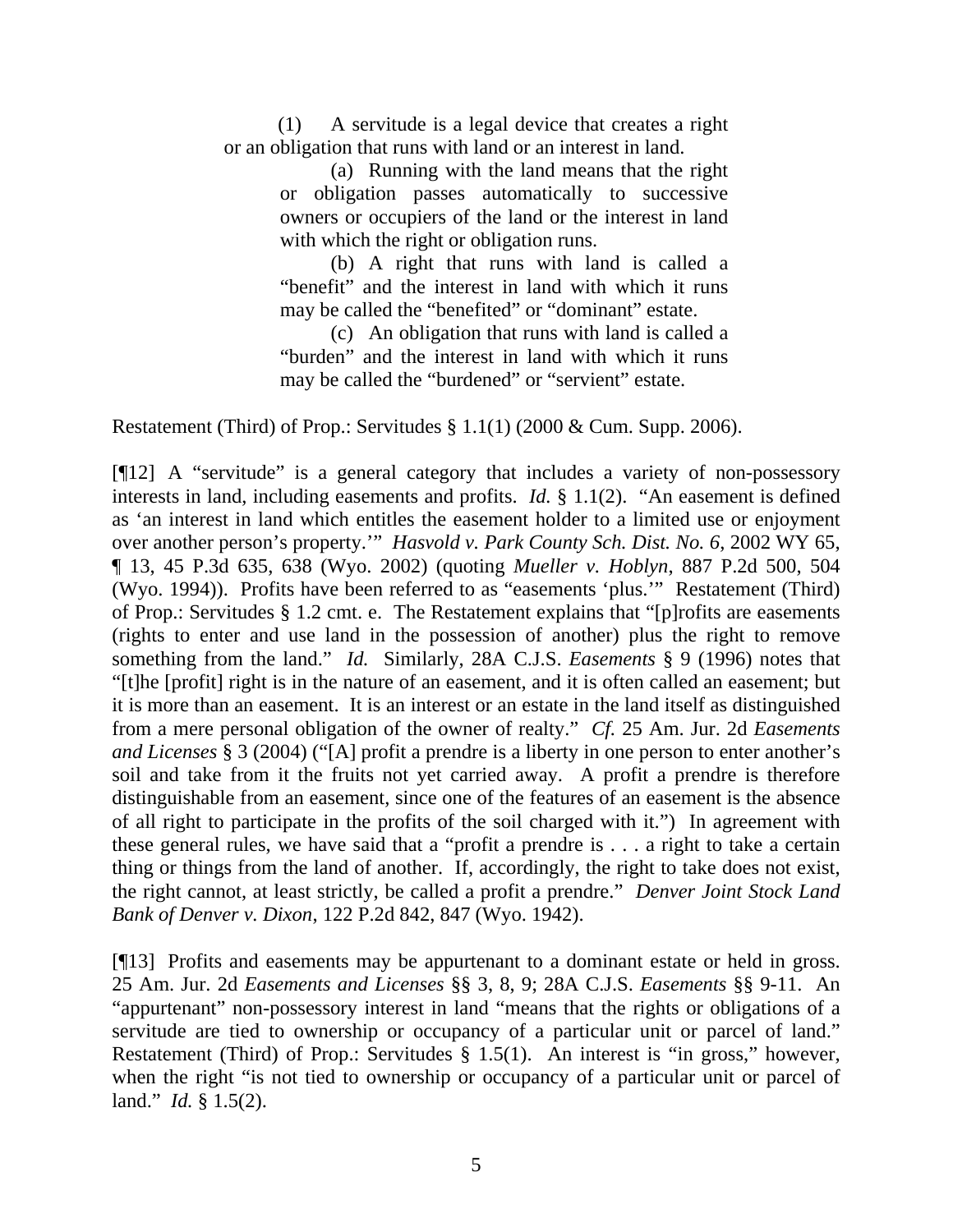> (1) A servitude is a legal device that creates a right or an obligation that runs with land or an interest in land.
>
> > (a) Running with the land means that the right or obligation passes automatically to successive owners or occupiers of the land or the interest in land with which the right or obligation runs.
> >
> > (b) A right that runs with land is called a "benefit" and the interest in land with which it runs may be called the "benefited" or "dominant" estate.
> >
> > (c) An obligation that runs with land is called a "burden" and the interest in land with which it runs may be called the "burdened" or "servient" estate.

Restatement (Third) of Prop.: Servitudes § 1.1(1) (2000 & Cum. Supp. 2006).

[¶12] A "servitude" is a general category that includes a variety of non-possessory interests in land, including easements and profits. *Id.* § 1.1(2). "An easement is defined as 'an interest in land which entitles the easement holder to a limited use or enjoyment over another person's property.'" *Hasvold v. Park County Sch. Dist. No. 6*, 2002 WY 65, ¶ 13, 45 P.3d 635, 638 (Wyo. 2002) (quoting *Mueller v. Hoblyn*, 887 P.2d 500, 504 (Wyo. 1994)). Profits have been referred to as "easements 'plus.'" Restatement (Third) of Prop.: Servitudes § 1.2 cmt. e. The Restatement explains that "[p]rofits are easements (rights to enter and use land in the possession of another) plus the right to remove something from the land." *Id.* Similarly, 28A C.J.S. *Easements* § 9 (1996) notes that "[t]he [profit] right is in the nature of an easement, and it is often called an easement; but it is more than an easement. It is an interest or an estate in the land itself as distinguished from a mere personal obligation of the owner of realty." *Cf.* 25 Am. Jur. 2d *Easements and Licenses* § 3 (2004) ("[A] profit a prendre is a liberty in one person to enter another's soil and take from it the fruits not yet carried away. A profit a prendre is therefore distinguishable from an easement, since one of the features of an easement is the absence of all right to participate in the profits of the soil charged with it.") In agreement with these general rules, we have said that a "profit a prendre is . . . a right to take a certain thing or things from the land of another. If, accordingly, the right to take does not exist, the right cannot, at least strictly, be called a profit a prendre." *Denver Joint Stock Land Bank of Denver v. Dixon*, 122 P.2d 842, 847 (Wyo. 1942).

[¶13] Profits and easements may be appurtenant to a dominant estate or held in gross. 25 Am. Jur. 2d *Easements and Licenses* §§ 3, 8, 9; 28A C.J.S. *Easements* §§ 9-11. An "appurtenant" non-possessory interest in land "means that the rights or obligations of a servitude are tied to ownership or occupancy of a particular unit or parcel of land." Restatement (Third) of Prop.: Servitudes § 1.5(1). An interest is "in gross," however, when the right "is not tied to ownership or occupancy of a particular unit or parcel of land." *Id.* § 1.5(2).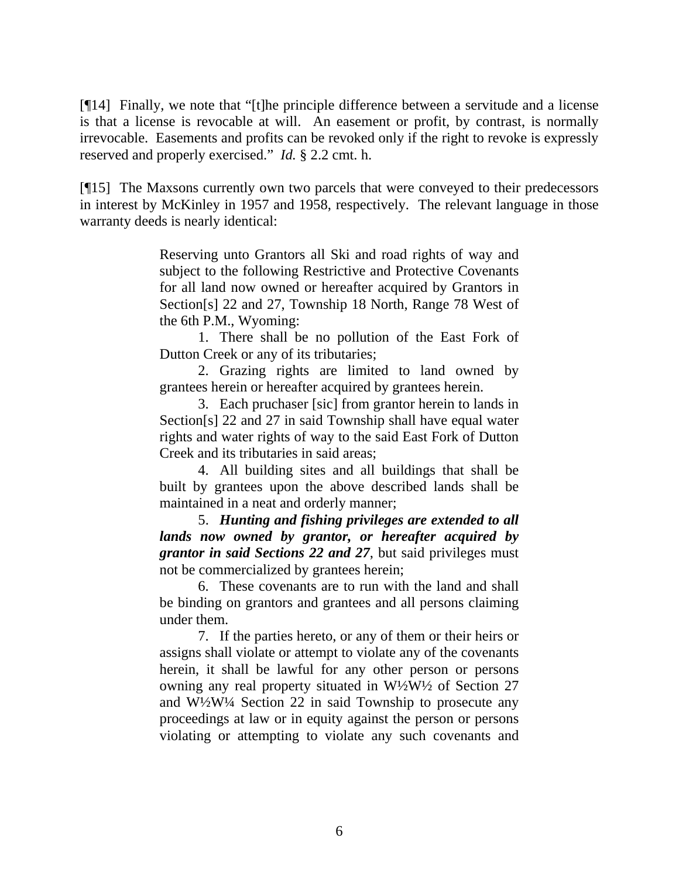[¶14] Finally, we note that "[t]he principle difference between a servitude and a license is that a license is revocable at will. An easement or profit, by contrast, is normally irrevocable. Easements and profits can be revoked only if the right to revoke is expressly reserved and properly exercised." *Id.* § 2.2 cmt. h.

[¶15] The Maxsons currently own two parcels that were conveyed to their predecessors in interest by McKinley in 1957 and 1958, respectively. The relevant language in those warranty deeds is nearly identical:

> Reserving unto Grantors all Ski and road rights of way and subject to the following Restrictive and Protective Covenants for all land now owned or hereafter acquired by Grantors in Section[s] 22 and 27, Township 18 North, Range 78 West of the 6th P.M., Wyoming:
>
> 1. There shall be no pollution of the East Fork of Dutton Creek or any of its tributaries;
>
> 2. Grazing rights are limited to land owned by grantees herein or hereafter acquired by grantees herein.
>
> 3. Each pruchaser [sic] from grantor herein to lands in Section[s] 22 and 27 in said Township shall have equal water rights and water rights of way to the said East Fork of Dutton Creek and its tributaries in said areas;
>
> 4. All building sites and all buildings that shall be built by grantees upon the above described lands shall be maintained in a neat and orderly manner;
>
> 5. ***Hunting and fishing privileges are extended to all lands now owned by grantor, or hereafter acquired by grantor in said Sections 22 and 27***, but said privileges must not be commercialized by grantees herein;
>
> 6. These covenants are to run with the land and shall be binding on grantors and grantees and all persons claiming under them.
>
> 7. If the parties hereto, or any of them or their heirs or assigns shall violate or attempt to violate any of the covenants herein, it shall be lawful for any other person or persons owning any real property situated in W½W½ of Section 27 and W½W¼ Section 22 in said Township to prosecute any proceedings at law or in equity against the person or persons violating or attempting to violate any such covenants and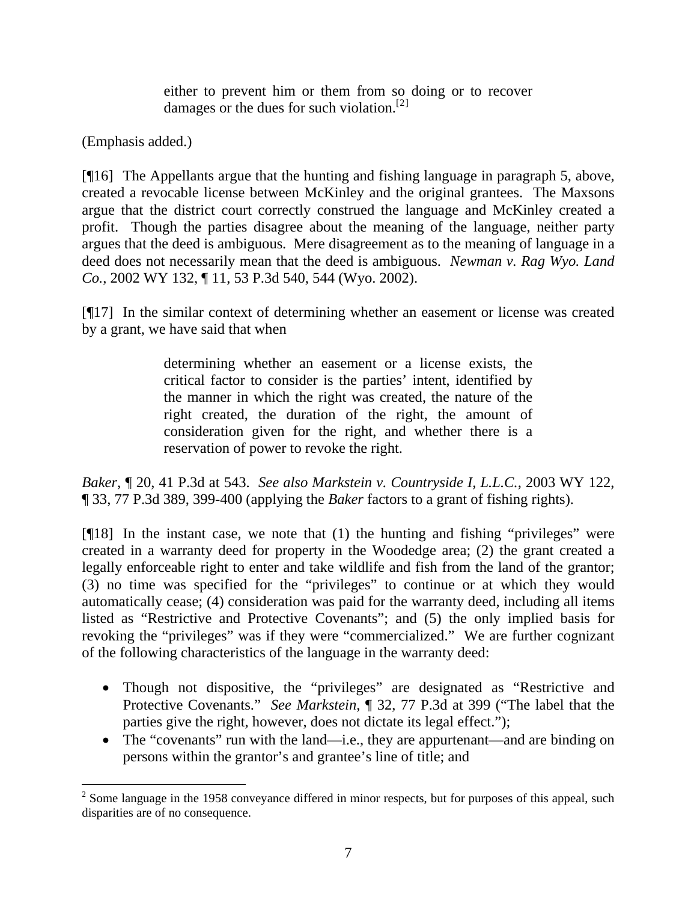> either to prevent him or them from so doing or to recover damages or the dues for such violation.[2]

(Emphasis added.)

[¶16] The Appellants argue that the hunting and fishing language in paragraph 5, above, created a revocable license between McKinley and the original grantees. The Maxsons argue that the district court correctly construed the language and McKinley created a profit. Though the parties disagree about the meaning of the language, neither party argues that the deed is ambiguous. Mere disagreement as to the meaning of language in a deed does not necessarily mean that the deed is ambiguous. *Newman v. Rag Wyo. Land Co.*, 2002 WY 132, ¶ 11, 53 P.3d 540, 544 (Wyo. 2002).

[¶17] In the similar context of determining whether an easement or license was created by a grant, we have said that when

> determining whether an easement or a license exists, the critical factor to consider is the parties' intent, identified by the manner in which the right was created, the nature of the right created, the duration of the right, the amount of consideration given for the right, and whether there is a reservation of power to revoke the right.

*Baker*, ¶ 20, 41 P.3d at 543. *See also Markstein v. Countryside I, L.L.C.*, 2003 WY 122, ¶ 33, 77 P.3d 389, 399-400 (applying the *Baker* factors to a grant of fishing rights).

[¶18] In the instant case, we note that (1) the hunting and fishing "privileges" were created in a warranty deed for property in the Woodedge area; (2) the grant created a legally enforceable right to enter and take wildlife and fish from the land of the grantor; (3) no time was specified for the "privileges" to continue or at which they would automatically cease; (4) consideration was paid for the warranty deed, including all items listed as "Restrictive and Protective Covenants"; and (5) the only implied basis for revoking the "privileges" was if they were "commercialized." We are further cognizant of the following characteristics of the language in the warranty deed:

- Though not dispositive, the "privileges" are designated as "Restrictive and Protective Covenants." *See Markstein*, ¶ 32, 77 P.3d at 399 ("The label that the parties give the right, however, does not dictate its legal effect.");
- The "covenants" run with the land—i.e., they are appurtenant—and are binding on persons within the grantor's and grantee's line of title; and

[2] Some language in the 1958 conveyance differed in minor respects, but for purposes of this appeal, such disparities are of no consequence.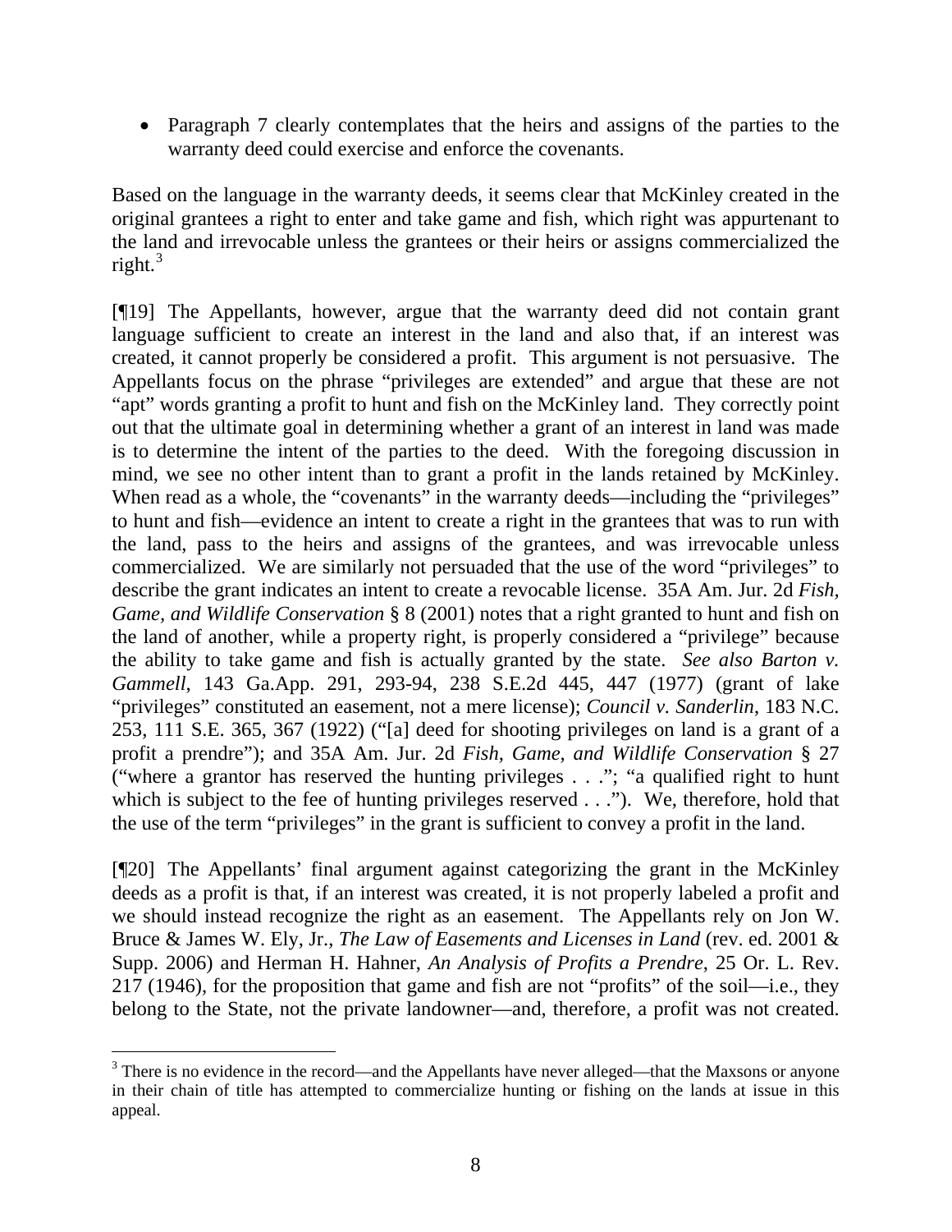- Paragraph 7 clearly contemplates that the heirs and assigns of the parties to the warranty deed could exercise and enforce the covenants.

Based on the language in the warranty deeds, it seems clear that McKinley created in the original grantees a right to enter and take game and fish, which right was appurtenant to the land and irrevocable unless the grantees or their heirs or assigns commercialized the right.[3]

[¶19] The Appellants, however, argue that the warranty deed did not contain grant language sufficient to create an interest in the land and also that, if an interest was created, it cannot properly be considered a profit. This argument is not persuasive. The Appellants focus on the phrase "privileges are extended" and argue that these are not "apt" words granting a profit to hunt and fish on the McKinley land. They correctly point out that the ultimate goal in determining whether a grant of an interest in land was made is to determine the intent of the parties to the deed. With the foregoing discussion in mind, we see no other intent than to grant a profit in the lands retained by McKinley. When read as a whole, the "covenants" in the warranty deeds—including the "privileges" to hunt and fish—evidence an intent to create a right in the grantees that was to run with the land, pass to the heirs and assigns of the grantees, and was irrevocable unless commercialized. We are similarly not persuaded that the use of the word "privileges" to describe the grant indicates an intent to create a revocable license. 35A Am. Jur. 2d *Fish, Game, and Wildlife Conservation* § 8 (2001) notes that a right granted to hunt and fish on the land of another, while a property right, is properly considered a "privilege" because the ability to take game and fish is actually granted by the state. *See also Barton v. Gammell*, 143 Ga.App. 291, 293-94, 238 S.E.2d 445, 447 (1977) (grant of lake "privileges" constituted an easement, not a mere license); *Council v. Sanderlin*, 183 N.C. 253, 111 S.E. 365, 367 (1922) ("[a] deed for shooting privileges on land is a grant of a profit a prendre"); and 35A Am. Jur. 2d *Fish, Game, and Wildlife Conservation* § 27 ("where a grantor has reserved the hunting privileges . . ."; "a qualified right to hunt which is subject to the fee of hunting privileges reserved . . ."). We, therefore, hold that the use of the term "privileges" in the grant is sufficient to convey a profit in the land.

[¶20] The Appellants' final argument against categorizing the grant in the McKinley deeds as a profit is that, if an interest was created, it is not properly labeled a profit and we should instead recognize the right as an easement. The Appellants rely on Jon W. Bruce & James W. Ely, Jr., *The Law of Easements and Licenses in Land* (rev. ed. 2001 & Supp. 2006) and Herman H. Hahner, *An Analysis of Profits a Prendre*, 25 Or. L. Rev. 217 (1946), for the proposition that game and fish are not "profits" of the soil—i.e., they belong to the State, not the private landowner—and, therefore, a profit was not created.

[3] There is no evidence in the record—and the Appellants have never alleged—that the Maxsons or anyone in their chain of title has attempted to commercialize hunting or fishing on the lands at issue in this appeal.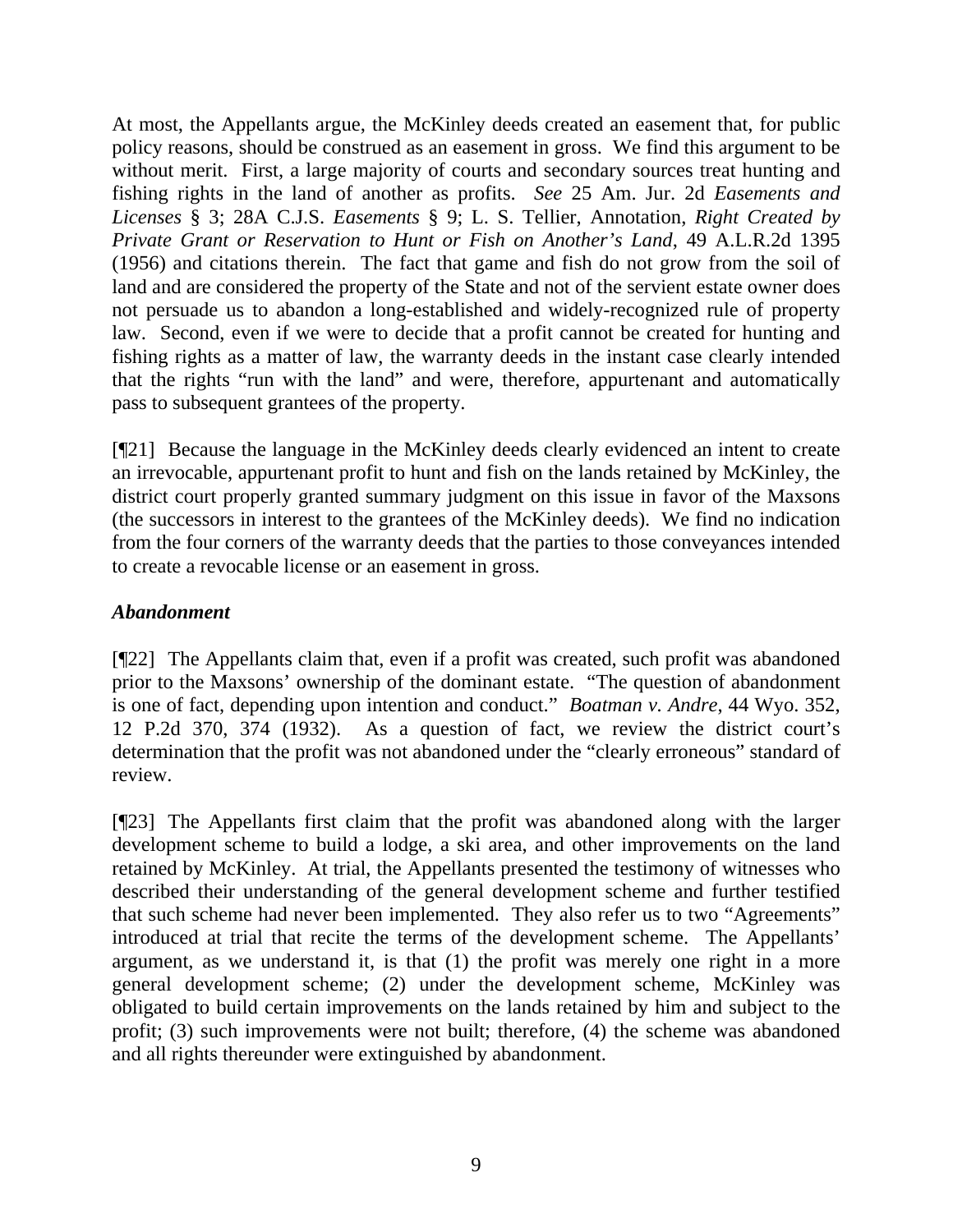At most, the Appellants argue, the McKinley deeds created an easement that, for public policy reasons, should be construed as an easement in gross. We find this argument to be without merit. First, a large majority of courts and secondary sources treat hunting and fishing rights in the land of another as profits. *See* 25 Am. Jur. 2d *Easements and Licenses* § 3; 28A C.J.S. *Easements* § 9; L. S. Tellier, Annotation, *Right Created by Private Grant or Reservation to Hunt or Fish on Another's Land*, 49 A.L.R.2d 1395 (1956) and citations therein. The fact that game and fish do not grow from the soil of land and are considered the property of the State and not of the servient estate owner does not persuade us to abandon a long-established and widely-recognized rule of property law. Second, even if we were to decide that a profit cannot be created for hunting and fishing rights as a matter of law, the warranty deeds in the instant case clearly intended that the rights "run with the land" and were, therefore, appurtenant and automatically pass to subsequent grantees of the property.

[¶21] Because the language in the McKinley deeds clearly evidenced an intent to create an irrevocable, appurtenant profit to hunt and fish on the lands retained by McKinley, the district court properly granted summary judgment on this issue in favor of the Maxsons (the successors in interest to the grantees of the McKinley deeds). We find no indication from the four corners of the warranty deeds that the parties to those conveyances intended to create a revocable license or an easement in gross.

### *Abandonment*

[¶22] The Appellants claim that, even if a profit was created, such profit was abandoned prior to the Maxsons' ownership of the dominant estate. "The question of abandonment is one of fact, depending upon intention and conduct." *Boatman v. Andre*, 44 Wyo. 352, 12 P.2d 370, 374 (1932). As a question of fact, we review the district court's determination that the profit was not abandoned under the "clearly erroneous" standard of review.

[¶23] The Appellants first claim that the profit was abandoned along with the larger development scheme to build a lodge, a ski area, and other improvements on the land retained by McKinley. At trial, the Appellants presented the testimony of witnesses who described their understanding of the general development scheme and further testified that such scheme had never been implemented. They also refer us to two "Agreements" introduced at trial that recite the terms of the development scheme. The Appellants' argument, as we understand it, is that (1) the profit was merely one right in a more general development scheme; (2) under the development scheme, McKinley was obligated to build certain improvements on the lands retained by him and subject to the profit; (3) such improvements were not built; therefore, (4) the scheme was abandoned and all rights thereunder were extinguished by abandonment.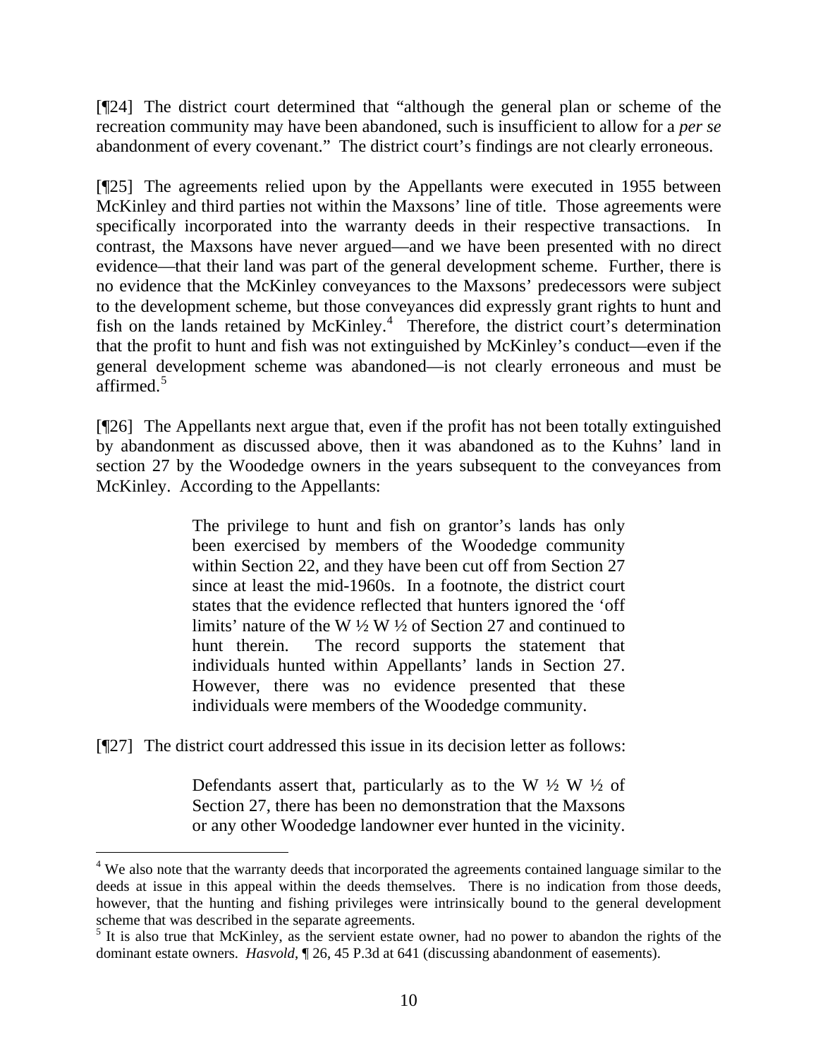[¶24] The district court determined that "although the general plan or scheme of the recreation community may have been abandoned, such is insufficient to allow for a *per se* abandonment of every covenant." The district court's findings are not clearly erroneous.

[¶25] The agreements relied upon by the Appellants were executed in 1955 between McKinley and third parties not within the Maxsons' line of title. Those agreements were specifically incorporated into the warranty deeds in their respective transactions. In contrast, the Maxsons have never argued—and we have been presented with no direct evidence—that their land was part of the general development scheme. Further, there is no evidence that the McKinley conveyances to the Maxsons' predecessors were subject to the development scheme, but those conveyances did expressly grant rights to hunt and fish on the lands retained by McKinley.[4] Therefore, the district court's determination that the profit to hunt and fish was not extinguished by McKinley's conduct—even if the general development scheme was abandoned—is not clearly erroneous and must be affirmed.[5]

[¶26] The Appellants next argue that, even if the profit has not been totally extinguished by abandonment as discussed above, then it was abandoned as to the Kuhns' land in section 27 by the Woodedge owners in the years subsequent to the conveyances from McKinley. According to the Appellants:

> The privilege to hunt and fish on grantor's lands has only been exercised by members of the Woodedge community within Section 22, and they have been cut off from Section 27 since at least the mid-1960s. In a footnote, the district court states that the evidence reflected that hunters ignored the 'off limits' nature of the W ½ W ½ of Section 27 and continued to hunt therein. The record supports the statement that individuals hunted within Appellants' lands in Section 27. However, there was no evidence presented that these individuals were members of the Woodedge community.

[¶27] The district court addressed this issue in its decision letter as follows:

> Defendants assert that, particularly as to the W ½ W ½ of Section 27, there has been no demonstration that the Maxsons or any other Woodedge landowner ever hunted in the vicinity.

---

[4] We also note that the warranty deeds that incorporated the agreements contained language similar to the deeds at issue in this appeal within the deeds themselves. There is no indication from those deeds, however, that the hunting and fishing privileges were intrinsically bound to the general development scheme that was described in the separate agreements.

[5] It is also true that McKinley, as the servient estate owner, had no power to abandon the rights of the dominant estate owners. *Hasvold*, ¶ 26, 45 P.3d at 641 (discussing abandonment of easements).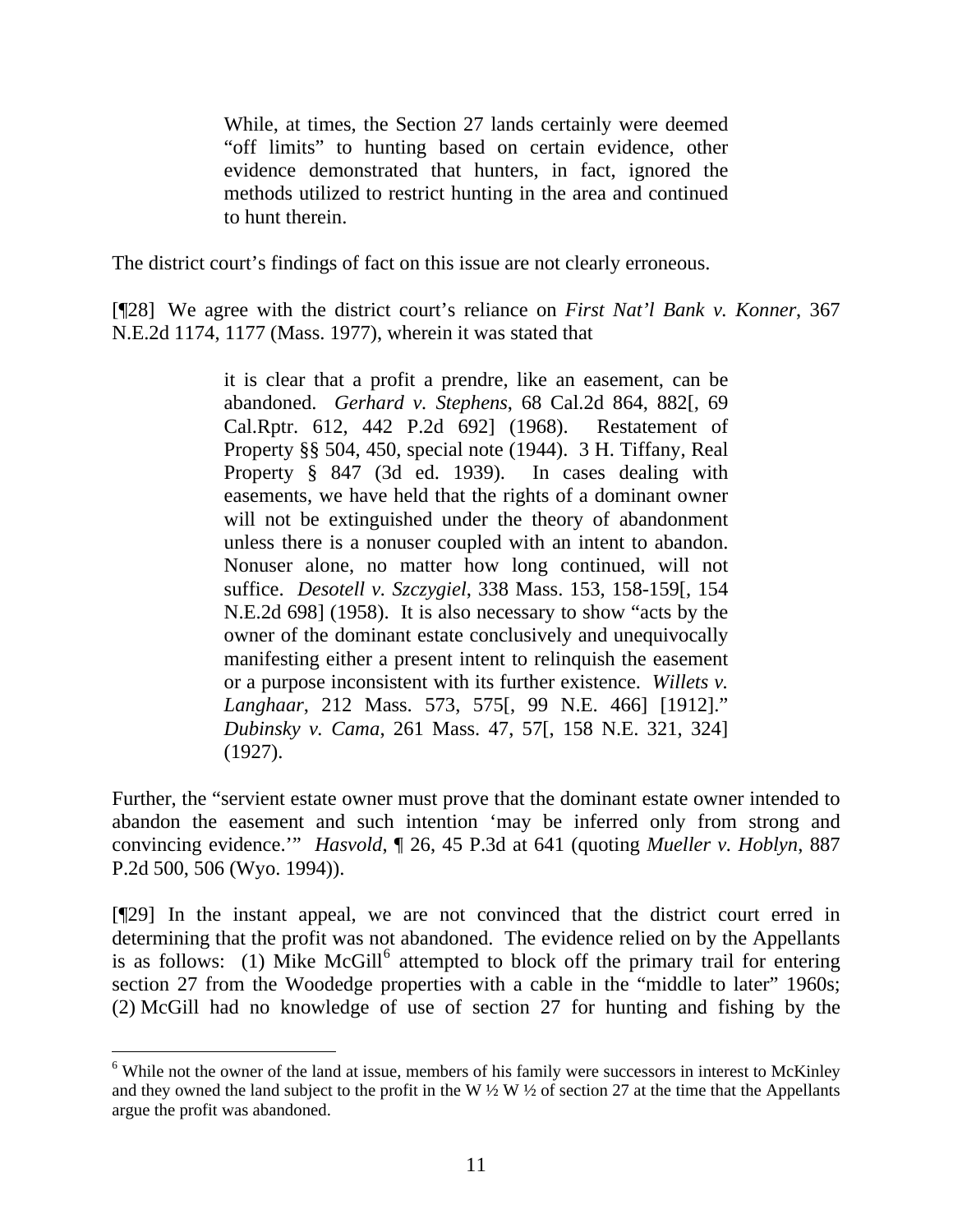> While, at times, the Section 27 lands certainly were deemed "off limits" to hunting based on certain evidence, other evidence demonstrated that hunters, in fact, ignored the methods utilized to restrict hunting in the area and continued to hunt therein.

The district court's findings of fact on this issue are not clearly erroneous.

[¶28] We agree with the district court's reliance on *First Nat'l Bank v. Konner*, 367 N.E.2d 1174, 1177 (Mass. 1977), wherein it was stated that

> it is clear that a profit a prendre, like an easement, can be abandoned. *Gerhard v. Stephens*, 68 Cal.2d 864, 882[, 69 Cal.Rptr. 612, 442 P.2d 692] (1968). Restatement of Property §§ 504, 450, special note (1944). 3 H. Tiffany, Real Property § 847 (3d ed. 1939). In cases dealing with easements, we have held that the rights of a dominant owner will not be extinguished under the theory of abandonment unless there is a nonuser coupled with an intent to abandon. Nonuser alone, no matter how long continued, will not suffice. *Desotell v. Szczygiel*, 338 Mass. 153, 158-159[, 154 N.E.2d 698] (1958). It is also necessary to show "acts by the owner of the dominant estate conclusively and unequivocally manifesting either a present intent to relinquish the easement or a purpose inconsistent with its further existence. *Willets v. Langhaar*, 212 Mass. 573, 575[, 99 N.E. 466] [1912]." *Dubinsky v. Cama*, 261 Mass. 47, 57[, 158 N.E. 321, 324] (1927).

Further, the "servient estate owner must prove that the dominant estate owner intended to abandon the easement and such intention 'may be inferred only from strong and convincing evidence.'" *Hasvold*, ¶ 26, 45 P.3d at 641 (quoting *Mueller v. Hoblyn*, 887 P.2d 500, 506 (Wyo. 1994)).

[¶29] In the instant appeal, we are not convinced that the district court erred in determining that the profit was not abandoned. The evidence relied on by the Appellants is as follows: (1) Mike McGill[6] attempted to block off the primary trail for entering section 27 from the Woodedge properties with a cable in the "middle to later" 1960s; (2) McGill had no knowledge of use of section 27 for hunting and fishing by the

[6] While not the owner of the land at issue, members of his family were successors in interest to McKinley and they owned the land subject to the profit in the W ½ W ½ of section 27 at the time that the Appellants argue the profit was abandoned.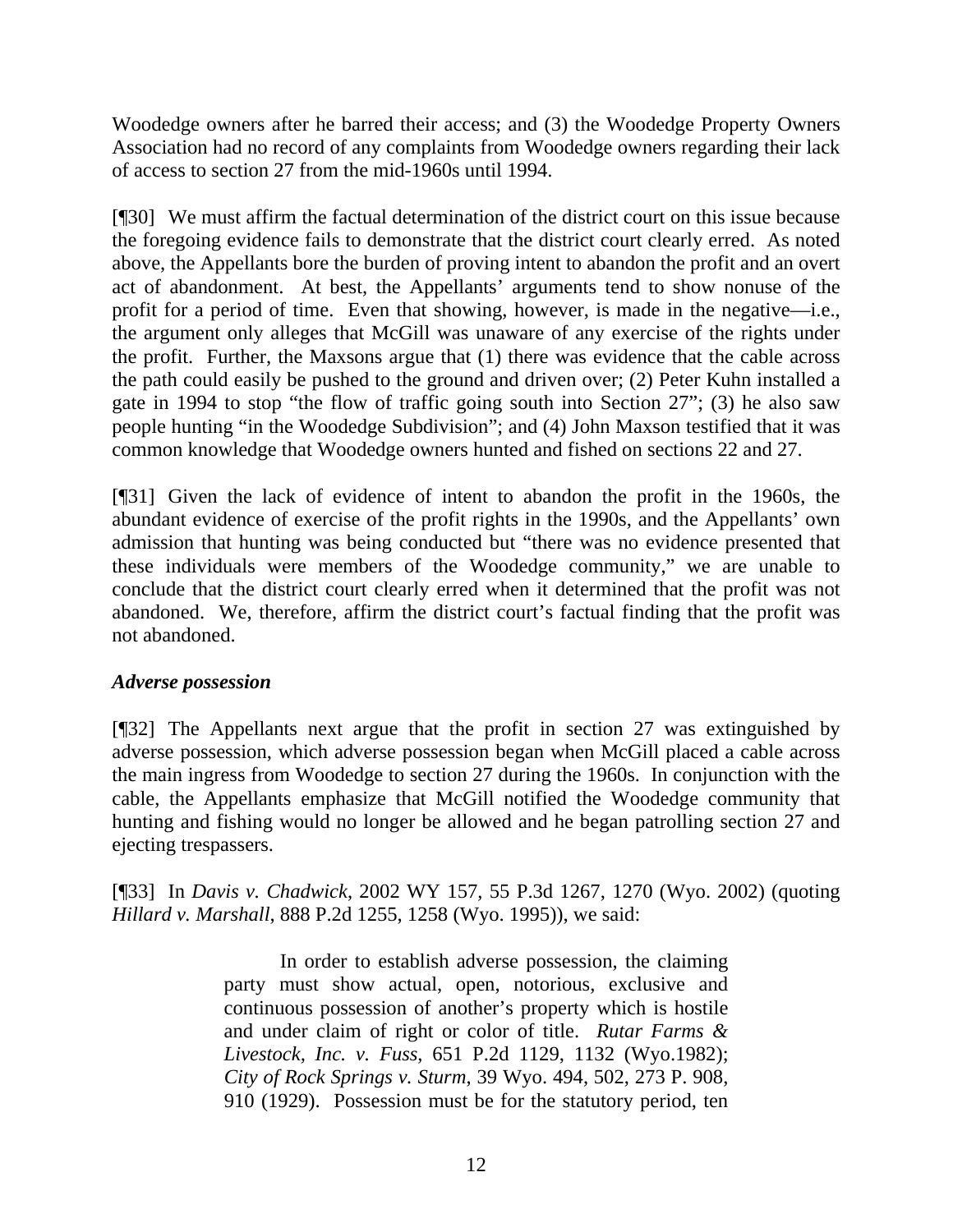Woodedge owners after he barred their access; and (3) the Woodedge Property Owners Association had no record of any complaints from Woodedge owners regarding their lack of access to section 27 from the mid-1960s until 1994.

[¶30] We must affirm the factual determination of the district court on this issue because the foregoing evidence fails to demonstrate that the district court clearly erred. As noted above, the Appellants bore the burden of proving intent to abandon the profit and an overt act of abandonment. At best, the Appellants' arguments tend to show nonuse of the profit for a period of time. Even that showing, however, is made in the negative—i.e., the argument only alleges that McGill was unaware of any exercise of the rights under the profit. Further, the Maxsons argue that (1) there was evidence that the cable across the path could easily be pushed to the ground and driven over; (2) Peter Kuhn installed a gate in 1994 to stop "the flow of traffic going south into Section 27"; (3) he also saw people hunting "in the Woodedge Subdivision"; and (4) John Maxson testified that it was common knowledge that Woodedge owners hunted and fished on sections 22 and 27.

[¶31] Given the lack of evidence of intent to abandon the profit in the 1960s, the abundant evidence of exercise of the profit rights in the 1990s, and the Appellants' own admission that hunting was being conducted but "there was no evidence presented that these individuals were members of the Woodedge community," we are unable to conclude that the district court clearly erred when it determined that the profit was not abandoned. We, therefore, affirm the district court's factual finding that the profit was not abandoned.

***Adverse possession***

[¶32] The Appellants next argue that the profit in section 27 was extinguished by adverse possession, which adverse possession began when McGill placed a cable across the main ingress from Woodedge to section 27 during the 1960s. In conjunction with the cable, the Appellants emphasize that McGill notified the Woodedge community that hunting and fishing would no longer be allowed and he began patrolling section 27 and ejecting trespassers.

[¶33] In *Davis v. Chadwick*, 2002 WY 157, 55 P.3d 1267, 1270 (Wyo. 2002) (quoting *Hillard v. Marshall*, 888 P.2d 1255, 1258 (Wyo. 1995)), we said:

> In order to establish adverse possession, the claiming party must show actual, open, notorious, exclusive and continuous possession of another's property which is hostile and under claim of right or color of title. *Rutar Farms & Livestock, Inc. v. Fuss*, 651 P.2d 1129, 1132 (Wyo.1982); *City of Rock Springs v. Sturm*, 39 Wyo. 494, 502, 273 P. 908, 910 (1929). Possession must be for the statutory period, ten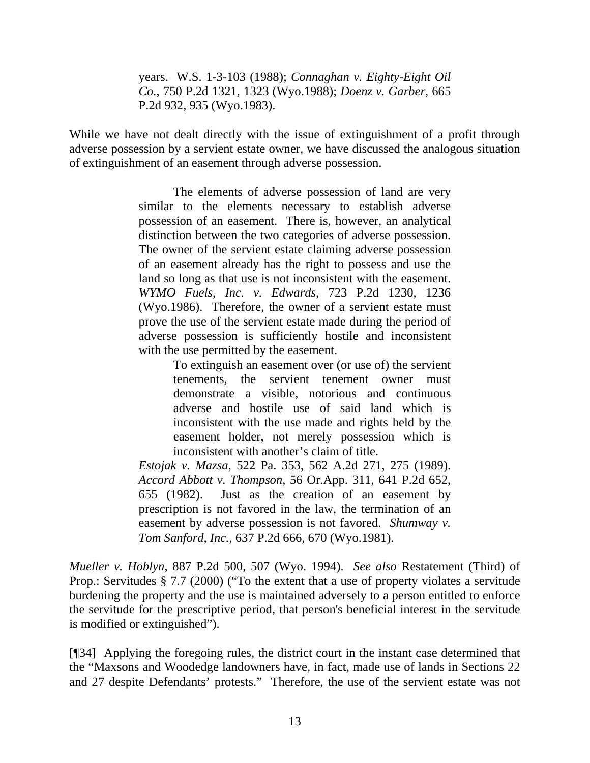> years. W.S. 1-3-103 (1988); *Connaghan v. Eighty-Eight Oil Co.*, 750 P.2d 1321, 1323 (Wyo.1988); *Doenz v. Garber*, 665 P.2d 932, 935 (Wyo.1983).

While we have not dealt directly with the issue of extinguishment of a profit through adverse possession by a servient estate owner, we have discussed the analogous situation of extinguishment of an easement through adverse possession.

> The elements of adverse possession of land are very similar to the elements necessary to establish adverse possession of an easement. There is, however, an analytical distinction between the two categories of adverse possession. The owner of the servient estate claiming adverse possession of an easement already has the right to possess and use the land so long as that use is not inconsistent with the easement. *WYMO Fuels, Inc. v. Edwards*, 723 P.2d 1230, 1236 (Wyo.1986). Therefore, the owner of a servient estate must prove the use of the servient estate made during the period of adverse possession is sufficiently hostile and inconsistent with the use permitted by the easement.
>
> > To extinguish an easement over (or use of) the servient tenements, the servient tenement owner must demonstrate a visible, notorious and continuous adverse and hostile use of said land which is inconsistent with the use made and rights held by the easement holder, not merely possession which is inconsistent with another's claim of title.
>
> *Estojak v. Mazsa*, 522 Pa. 353, 562 A.2d 271, 275 (1989). *Accord Abbott v. Thompson*, 56 Or.App. 311, 641 P.2d 652, 655 (1982). Just as the creation of an easement by prescription is not favored in the law, the termination of an easement by adverse possession is not favored. *Shumway v. Tom Sanford, Inc.*, 637 P.2d 666, 670 (Wyo.1981).

*Mueller v. Hoblyn*, 887 P.2d 500, 507 (Wyo. 1994). *See also* Restatement (Third) of Prop.: Servitudes § 7.7 (2000) ("To the extent that a use of property violates a servitude burdening the property and the use is maintained adversely to a person entitled to enforce the servitude for the prescriptive period, that person's beneficial interest in the servitude is modified or extinguished").

[¶34] Applying the foregoing rules, the district court in the instant case determined that the "Maxsons and Woodedge landowners have, in fact, made use of lands in Sections 22 and 27 despite Defendants' protests." Therefore, the use of the servient estate was not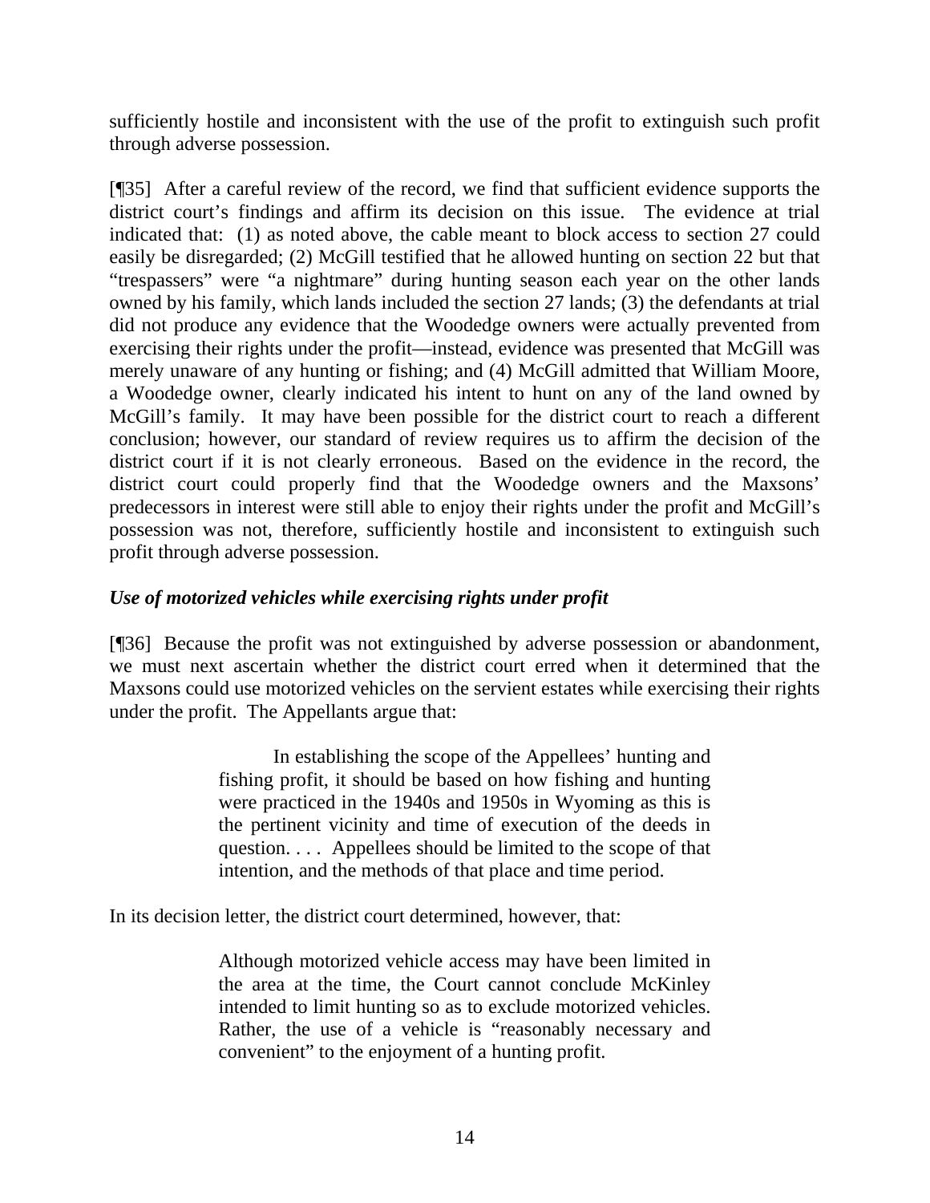sufficiently hostile and inconsistent with the use of the profit to extinguish such profit through adverse possession.

[¶35] After a careful review of the record, we find that sufficient evidence supports the district court's findings and affirm its decision on this issue. The evidence at trial indicated that: (1) as noted above, the cable meant to block access to section 27 could easily be disregarded; (2) McGill testified that he allowed hunting on section 22 but that "trespassers" were "a nightmare" during hunting season each year on the other lands owned by his family, which lands included the section 27 lands; (3) the defendants at trial did not produce any evidence that the Woodedge owners were actually prevented from exercising their rights under the profit—instead, evidence was presented that McGill was merely unaware of any hunting or fishing; and (4) McGill admitted that William Moore, a Woodedge owner, clearly indicated his intent to hunt on any of the land owned by McGill's family. It may have been possible for the district court to reach a different conclusion; however, our standard of review requires us to affirm the decision of the district court if it is not clearly erroneous. Based on the evidence in the record, the district court could properly find that the Woodedge owners and the Maxsons' predecessors in interest were still able to enjoy their rights under the profit and McGill's possession was not, therefore, sufficiently hostile and inconsistent to extinguish such profit through adverse possession.

### *Use of motorized vehicles while exercising rights under profit*

[¶36] Because the profit was not extinguished by adverse possession or abandonment, we must next ascertain whether the district court erred when it determined that the Maxsons could use motorized vehicles on the servient estates while exercising their rights under the profit. The Appellants argue that:

> In establishing the scope of the Appellees' hunting and fishing profit, it should be based on how fishing and hunting were practiced in the 1940s and 1950s in Wyoming as this is the pertinent vicinity and time of execution of the deeds in question. . . . Appellees should be limited to the scope of that intention, and the methods of that place and time period.

In its decision letter, the district court determined, however, that:

> Although motorized vehicle access may have been limited in the area at the time, the Court cannot conclude McKinley intended to limit hunting so as to exclude motorized vehicles. Rather, the use of a vehicle is "reasonably necessary and convenient" to the enjoyment of a hunting profit.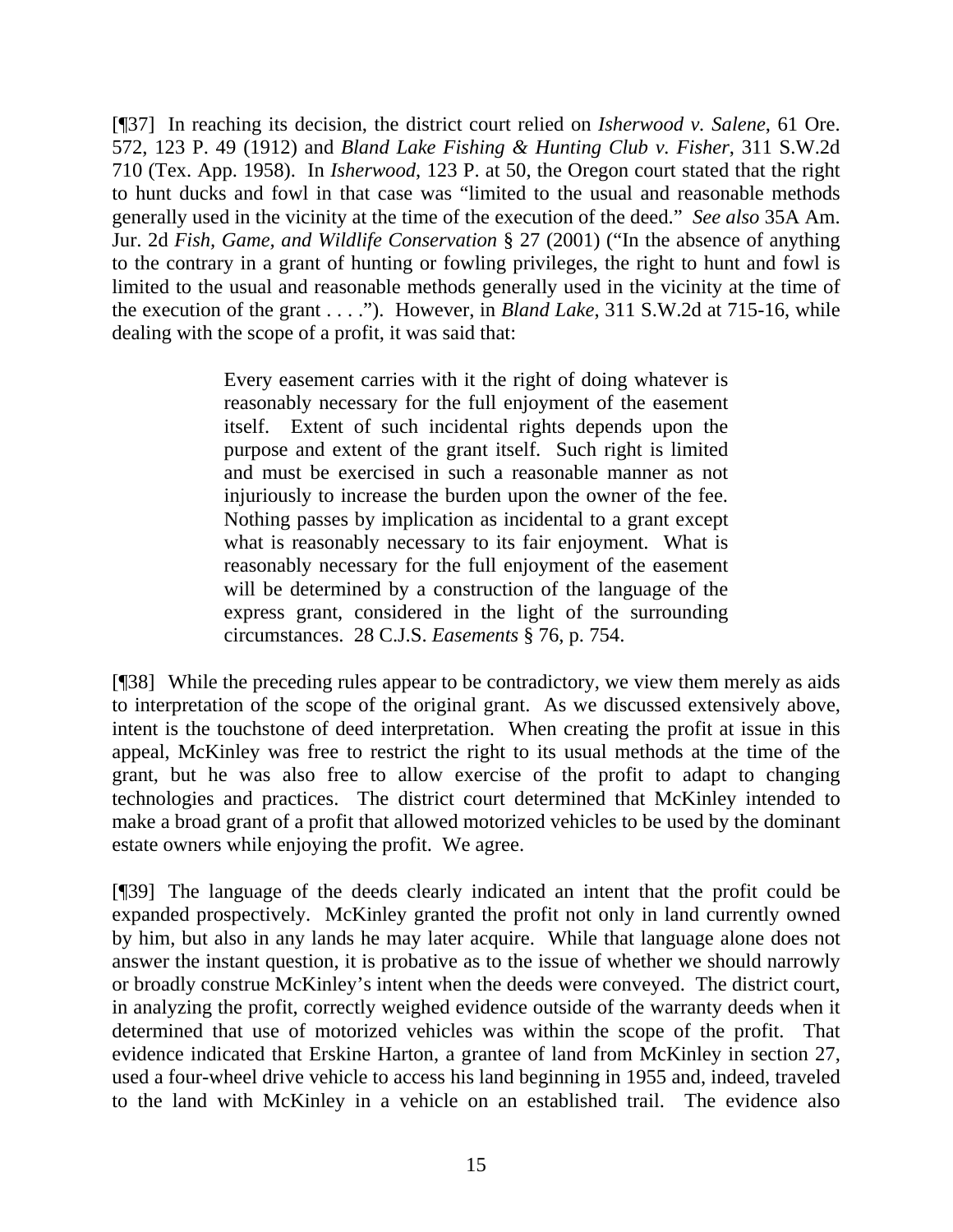[¶37] In reaching its decision, the district court relied on *Isherwood v. Salene*, 61 Ore. 572, 123 P. 49 (1912) and *Bland Lake Fishing & Hunting Club v. Fisher*, 311 S.W.2d 710 (Tex. App. 1958). In *Isherwood*, 123 P. at 50, the Oregon court stated that the right to hunt ducks and fowl in that case was "limited to the usual and reasonable methods generally used in the vicinity at the time of the execution of the deed." *See also* 35A Am. Jur. 2d *Fish, Game, and Wildlife Conservation* § 27 (2001) ("In the absence of anything to the contrary in a grant of hunting or fowling privileges, the right to hunt and fowl is limited to the usual and reasonable methods generally used in the vicinity at the time of the execution of the grant . . . ."). However, in *Bland Lake*, 311 S.W.2d at 715-16, while dealing with the scope of a profit, it was said that:

> Every easement carries with it the right of doing whatever is reasonably necessary for the full enjoyment of the easement itself. Extent of such incidental rights depends upon the purpose and extent of the grant itself. Such right is limited and must be exercised in such a reasonable manner as not injuriously to increase the burden upon the owner of the fee. Nothing passes by implication as incidental to a grant except what is reasonably necessary to its fair enjoyment. What is reasonably necessary for the full enjoyment of the easement will be determined by a construction of the language of the express grant, considered in the light of the surrounding circumstances. 28 C.J.S. *Easements* § 76, p. 754.

[¶38] While the preceding rules appear to be contradictory, we view them merely as aids to interpretation of the scope of the original grant. As we discussed extensively above, intent is the touchstone of deed interpretation. When creating the profit at issue in this appeal, McKinley was free to restrict the right to its usual methods at the time of the grant, but he was also free to allow exercise of the profit to adapt to changing technologies and practices. The district court determined that McKinley intended to make a broad grant of a profit that allowed motorized vehicles to be used by the dominant estate owners while enjoying the profit. We agree.

[¶39] The language of the deeds clearly indicated an intent that the profit could be expanded prospectively. McKinley granted the profit not only in land currently owned by him, but also in any lands he may later acquire. While that language alone does not answer the instant question, it is probative as to the issue of whether we should narrowly or broadly construe McKinley's intent when the deeds were conveyed. The district court, in analyzing the profit, correctly weighed evidence outside of the warranty deeds when it determined that use of motorized vehicles was within the scope of the profit. That evidence indicated that Erskine Harton, a grantee of land from McKinley in section 27, used a four-wheel drive vehicle to access his land beginning in 1955 and, indeed, traveled to the land with McKinley in a vehicle on an established trail. The evidence also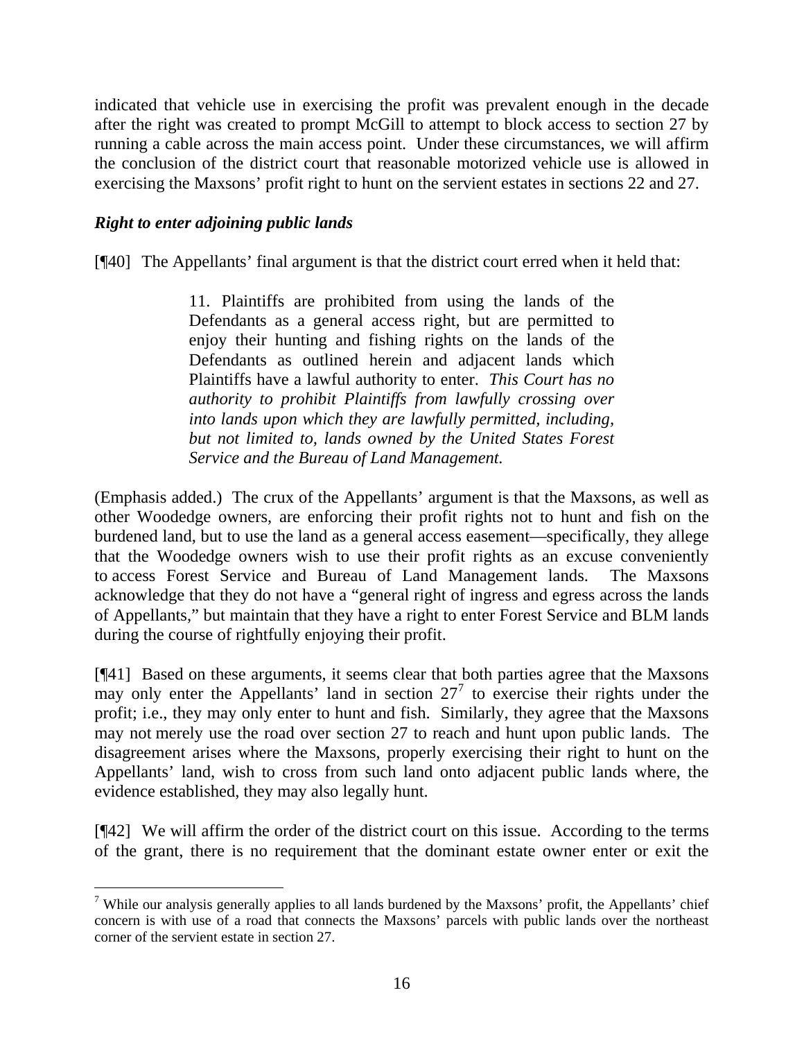indicated that vehicle use in exercising the profit was prevalent enough in the decade after the right was created to prompt McGill to attempt to block access to section 27 by running a cable across the main access point. Under these circumstances, we will affirm the conclusion of the district court that reasonable motorized vehicle use is allowed in exercising the Maxsons' profit right to hunt on the servient estates in sections 22 and 27.

***Right to enter adjoining public lands***

[¶40] The Appellants' final argument is that the district court erred when it held that:

> 11. Plaintiffs are prohibited from using the lands of the Defendants as a general access right, but are permitted to enjoy their hunting and fishing rights on the lands of the Defendants as outlined herein and adjacent lands which Plaintiffs have a lawful authority to enter. *This Court has no authority to prohibit Plaintiffs from lawfully crossing over into lands upon which they are lawfully permitted, including, but not limited to, lands owned by the United States Forest Service and the Bureau of Land Management.*

(Emphasis added.) The crux of the Appellants' argument is that the Maxsons, as well as other Woodedge owners, are enforcing their profit rights not to hunt and fish on the burdened land, but to use the land as a general access easement—specifically, they allege that the Woodedge owners wish to use their profit rights as an excuse conveniently to access Forest Service and Bureau of Land Management lands. The Maxsons acknowledge that they do not have a "general right of ingress and egress across the lands of Appellants," but maintain that they have a right to enter Forest Service and BLM lands during the course of rightfully enjoying their profit.

[¶41] Based on these arguments, it seems clear that both parties agree that the Maxsons may only enter the Appellants' land in section 27[7] to exercise their rights under the profit; i.e., they may only enter to hunt and fish. Similarly, they agree that the Maxsons may not merely use the road over section 27 to reach and hunt upon public lands. The disagreement arises where the Maxsons, properly exercising their right to hunt on the Appellants' land, wish to cross from such land onto adjacent public lands where, the evidence established, they may also legally hunt.

[¶42] We will affirm the order of the district court on this issue. According to the terms of the grant, there is no requirement that the dominant estate owner enter or exit the

---

[7] While our analysis generally applies to all lands burdened by the Maxsons' profit, the Appellants' chief concern is with use of a road that connects the Maxsons' parcels with public lands over the northeast corner of the servient estate in section 27.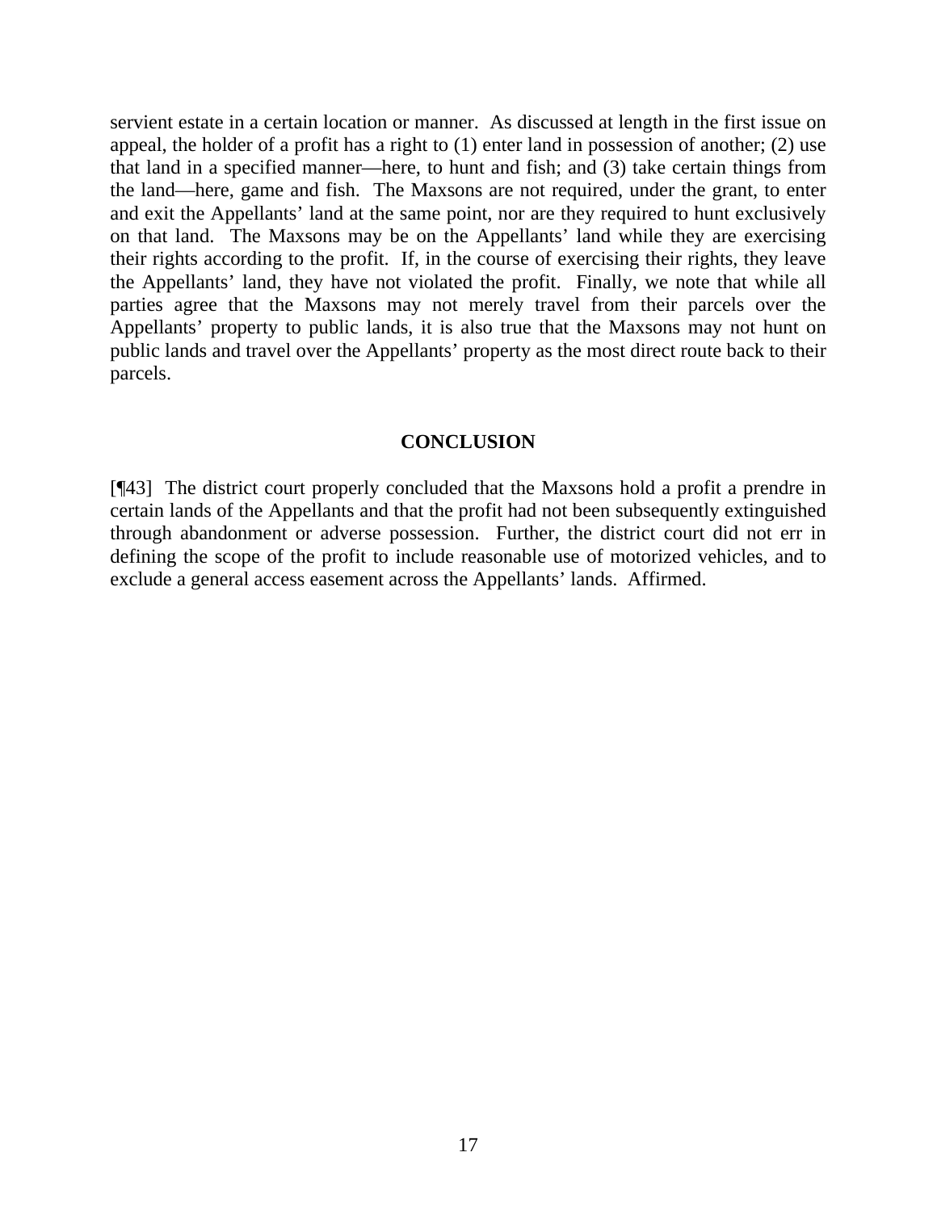servient estate in a certain location or manner. As discussed at length in the first issue on appeal, the holder of a profit has a right to (1) enter land in possession of another; (2) use that land in a specified manner—here, to hunt and fish; and (3) take certain things from the land—here, game and fish. The Maxsons are not required, under the grant, to enter and exit the Appellants' land at the same point, nor are they required to hunt exclusively on that land. The Maxsons may be on the Appellants' land while they are exercising their rights according to the profit. If, in the course of exercising their rights, they leave the Appellants' land, they have not violated the profit. Finally, we note that while all parties agree that the Maxsons may not merely travel from their parcels over the Appellants' property to public lands, it is also true that the Maxsons may not hunt on public lands and travel over the Appellants' property as the most direct route back to their parcels.

## CONCLUSION

[¶43] The district court properly concluded that the Maxsons hold a profit a prendre in certain lands of the Appellants and that the profit had not been subsequently extinguished through abandonment or adverse possession. Further, the district court did not err in defining the scope of the profit to include reasonable use of motorized vehicles, and to exclude a general access easement across the Appellants' lands. Affirmed.